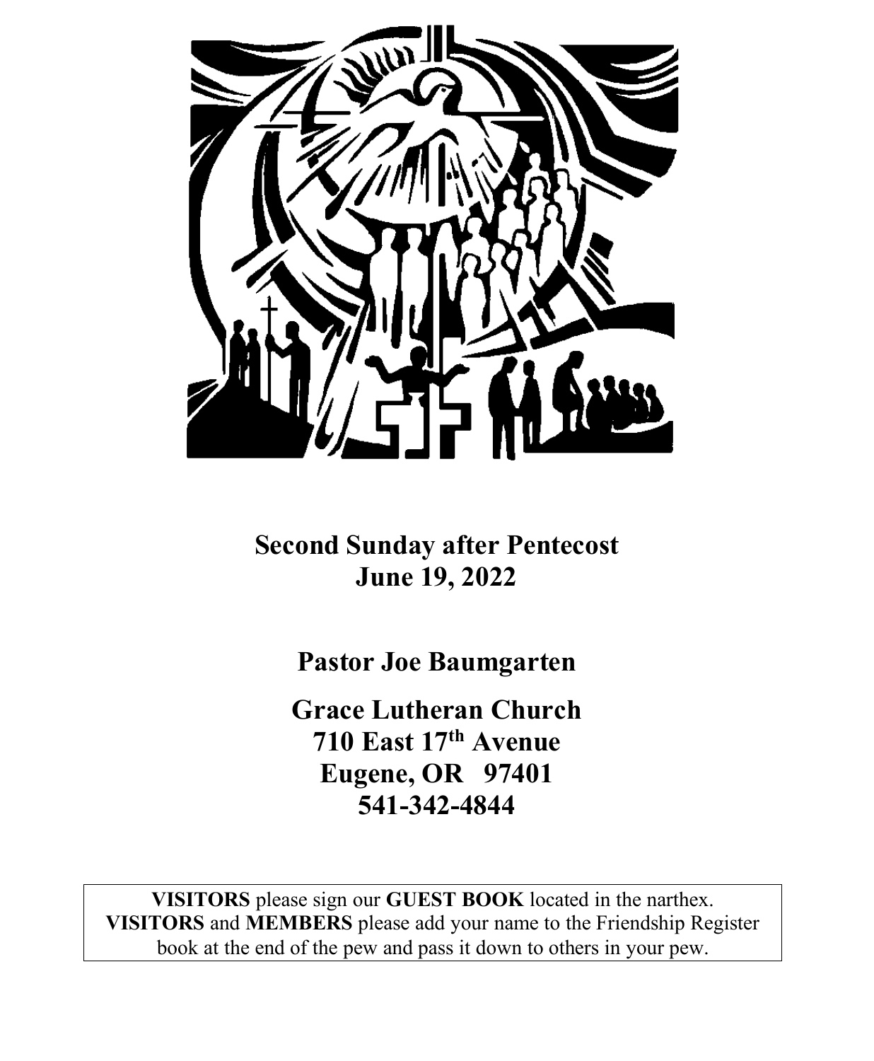**Second Sunday after Pentecost**
**June 19, 2022**

**Pastor Joe Baumgarten**

**Grace Lutheran Church**
**710 East 17th Avenue**
**Eugene, OR 97401**
**541-342-4844**

**VISITORS** please sign our **GUEST BOOK** located in the narthex. **VISITORS** and **MEMBERS** please add your name to the Friendship Register book at the end of the pew and pass it down to others in your pew.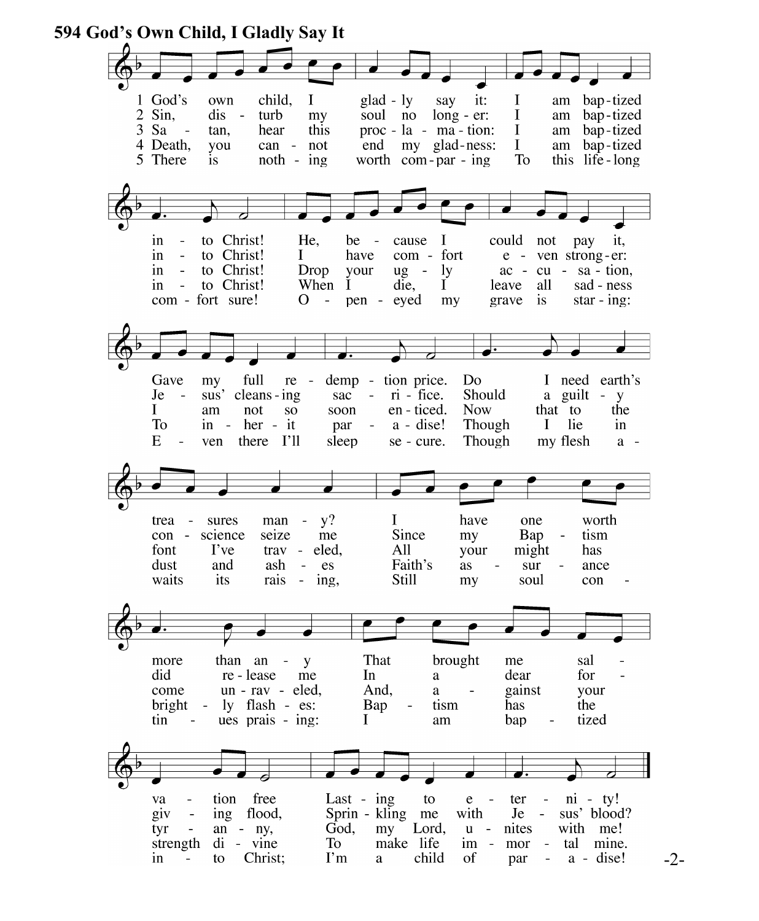# 594 God's Own Child, I Gladly Say It

1 God's own child, I gladly say it: I am baptized into Christ! He, because I could not pay it, Gave my full redemption price. Do I need earth's treasures many? I have one worth more than any That brought me salvation free Lasting to eternity!

2 Sin, disturb my soul no longer: I am baptized into Christ! I have comfort even stronger: Jesus' cleansing sacrifice. Should a guilty conscience seize me Since my Baptism did release me In a dear forgiving flood, Sprinkling me with Jesus' blood?

3 Satan, hear this proclamation: I am baptized into Christ! Drop your ugly accusation, I am not so soon enticed. Now that to the font I've traveled, All your might has come unraveled, And, against your tyranny, God, my Lord, unites with me!

4 Death, you cannot end my gladness: I am baptized into Christ! When I die, I leave all sadness To inherit paradise! Though I lie in dust and ashes Faith's assurance brightly flashes: Baptism has the strength divine To make life immortal mine.

5 There is nothing worth comparing To this lifelong comfort sure! Open-eyed my grave is staring: Even there I'll sleep secure. Though my flesh awaits its raising, Still my soul continues praising: I am baptized into Christ; I'm a child of paradise!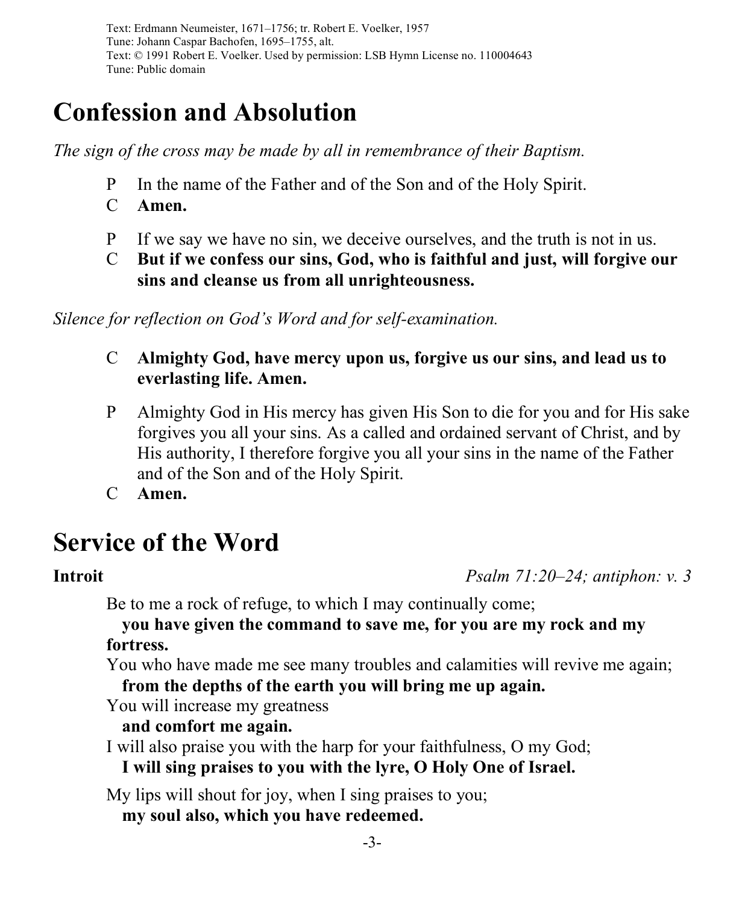Text: Erdmann Neumeister, 1671–1756; tr. Robert E. Voelker, 1957
Tune: Johann Caspar Bachofen, 1695–1755, alt.
Text: © 1991 Robert E. Voelker. Used by permission: LSB Hymn License no. 110004643
Tune: Public domain

# Confession and Absolution

*The sign of the cross may be made by all in remembrance of their Baptism.*

P In the name of the Father and of the Son and of the Holy Spirit.
C **Amen.**

P If we say we have no sin, we deceive ourselves, and the truth is not in us.
C **But if we confess our sins, God, who is faithful and just, will forgive our sins and cleanse us from all unrighteousness.**

*Silence for reflection on God's Word and for self-examination.*

C **Almighty God, have mercy upon us, forgive us our sins, and lead us to everlasting life. Amen.**

P Almighty God in His mercy has given His Son to die for you and for His sake forgives you all your sins. As a called and ordained servant of Christ, and by His authority, I therefore forgive you all your sins in the name of the Father and of the Son and of the Holy Spirit.
C **Amen.**

# Service of the Word

**Introit** *Psalm 71:20–24; antiphon: v. 3*

Be to me a rock of refuge, to which I may continually come;
**you have given the command to save me, for you are my rock and my fortress.**
You who have made me see many troubles and calamities will revive me again;
**from the depths of the earth you will bring me up again.**
You will increase my greatness
**and comfort me again.**
I will also praise you with the harp for your faithfulness, O my God;
**I will sing praises to you with the lyre, O Holy One of Israel.**

My lips will shout for joy, when I sing praises to you;
**my soul also, which you have redeemed.**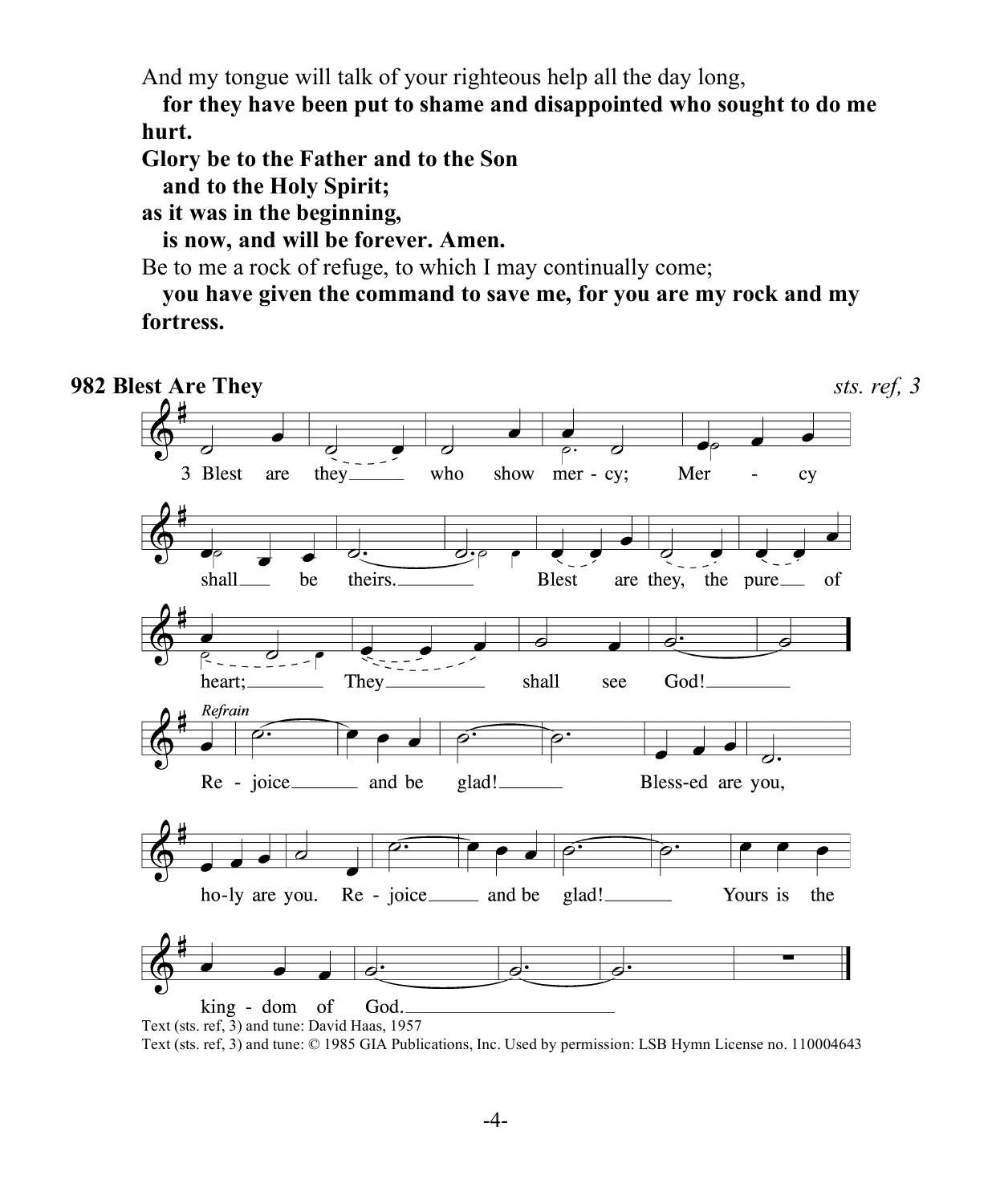And my tongue will talk of your righteous help all the day long,
   **for they have been put to shame and disappointed who sought to do me hurt.**

**Glory be to the Father and to the Son**
   **and to the Holy Spirit;**
**as it was in the beginning,**
   **is now, and will be forever. Amen.**

Be to me a rock of refuge, to which I may continually come;
   **you have given the command to save me, for you are my rock and my fortress.**

## 982 Blest Are They

*sts. ref, 3*

3 Blest are they who show mercy; Mercy shall be theirs. Blest are they, the pure of heart; They shall see God!

*Refrain*
Rejoice and be glad! Blessed are you, holy are you. Rejoice and be glad! Yours is the kingdom of God.

Text (sts. ref, 3) and tune: David Haas, 1957
Text (sts. ref, 3) and tune: © 1985 GIA Publications, Inc. Used by permission: LSB Hymn License no. 110004643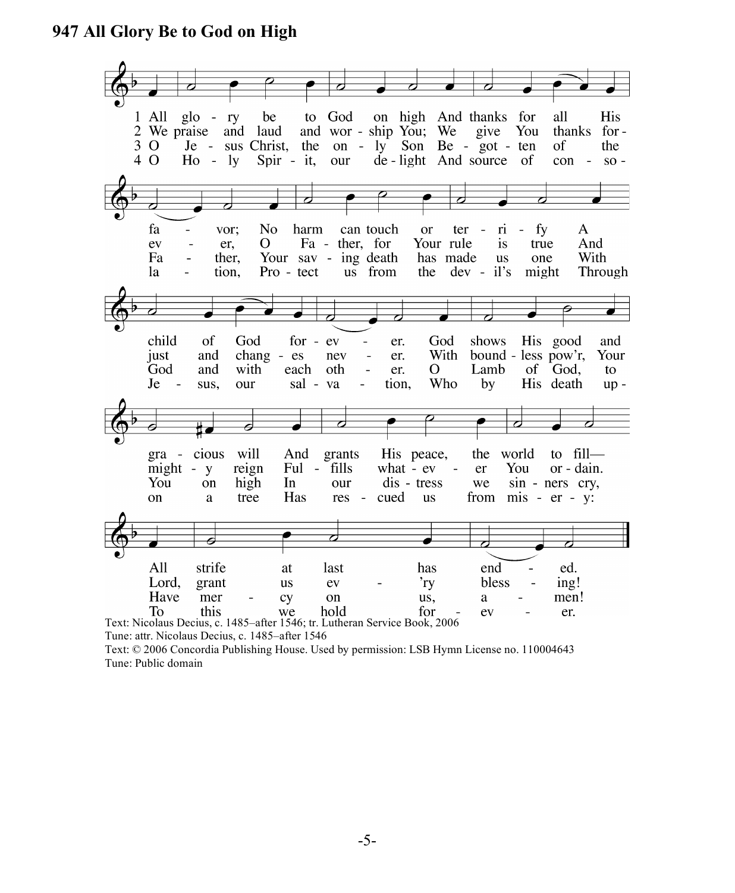# 947 All Glory Be to God on High

1 All glory be to God on high And thanks for all His favor; No harm can touch or terrify A child of God forever. God shows His good and gracious will And grants His peace, the world to fill— All strife at last has ended.

2 We praise and laud and worship You; We give You thanks forever, O Father, for Your rule is true And just and changes never. With boundless pow'r, Your mighty reign Fulfills whatever You ordain. Lord, grant us ev'ry blessing!

3 O Jesus Christ, the only Son Begotten of the Father, Your saving death has made us one With God and with each other. O Lamb of God, to You on high In our distress we sinners cry, Have mercy on us, amen!

4 O Holy Spirit, our delight And source of consolation, Protect us from the devil's might Through Jesus, our salvation, Who by His death upon a tree Has rescued us from misery: To this we hold forever.

Text: Nicolaus Decius, c. 1485–after 1546; tr. Lutheran Service Book, 2006
Tune: attr. Nicolaus Decius, c. 1485–after 1546
Text: © 2006 Concordia Publishing House. Used by permission: LSB Hymn License no. 110004643
Tune: Public domain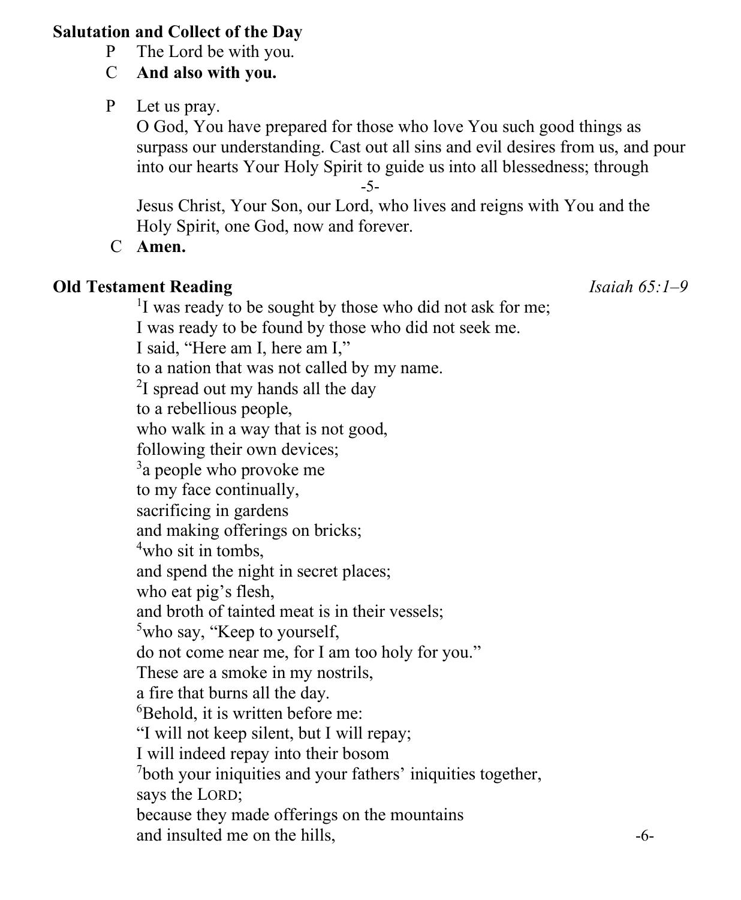**Salutation and Collect of the Day**

P The Lord be with you.

C **And also with you.**

P Let us pray.
O God, You have prepared for those who love You such good things as surpass our understanding. Cast out all sins and evil desires from us, and pour into our hearts Your Holy Spirit to guide us into all blessedness; through Jesus Christ, Your Son, our Lord, who lives and reigns with You and the Holy Spirit, one God, now and forever.

C **Amen.**

**Old Testament Reading** *Isaiah 65:1–9*

[1]I was ready to be sought by those who did not ask for me;
I was ready to be found by those who did not seek me.
I said, "Here am I, here am I,"
to a nation that was not called by my name.
[2]I spread out my hands all the day
to a rebellious people,
who walk in a way that is not good,
following their own devices;
[3]a people who provoke me
to my face continually,
sacrificing in gardens
and making offerings on bricks;
[4]who sit in tombs,
and spend the night in secret places;
who eat pig's flesh,
and broth of tainted meat is in their vessels;
[5]who say, "Keep to yourself,
do not come near me, for I am too holy for you."
These are a smoke in my nostrils,
a fire that burns all the day.
[6]Behold, it is written before me:
"I will not keep silent, but I will repay;
I will indeed repay into their bosom
[7]both your iniquities and your fathers' iniquities together,
says the LORD;
because they made offerings on the mountains
and insulted me on the hills,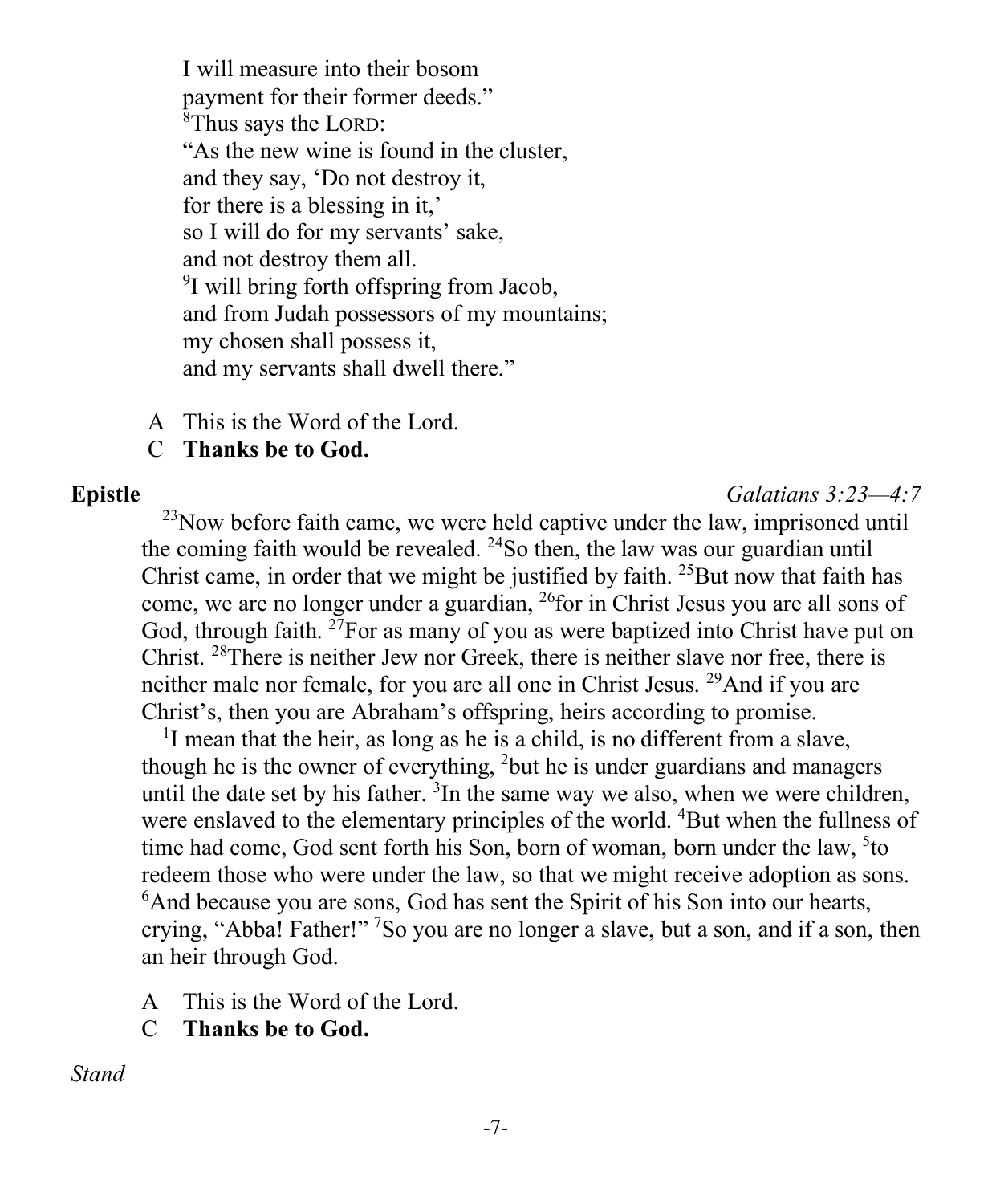I will measure into their bosom
payment for their former deeds."
[8]Thus says the LORD:
"As the new wine is found in the cluster,
and they say, 'Do not destroy it,
for there is a blessing in it,'
so I will do for my servants' sake,
and not destroy them all.
[9]I will bring forth offspring from Jacob,
and from Judah possessors of my mountains;
my chosen shall possess it,
and my servants shall dwell there."

A This is the Word of the Lord.
C **Thanks be to God.**

**Epistle** *Galatians 3:23—4:7*

[23]Now before faith came, we were held captive under the law, imprisoned until the coming faith would be revealed. [24]So then, the law was our guardian until Christ came, in order that we might be justified by faith. [25]But now that faith has come, we are no longer under a guardian, [26]for in Christ Jesus you are all sons of God, through faith. [27]For as many of you as were baptized into Christ have put on Christ. [28]There is neither Jew nor Greek, there is neither slave nor free, there is neither male nor female, for you are all one in Christ Jesus. [29]And if you are Christ's, then you are Abraham's offspring, heirs according to promise.

[1]I mean that the heir, as long as he is a child, is no different from a slave, though he is the owner of everything, [2]but he is under guardians and managers until the date set by his father. [3]In the same way we also, when we were children, were enslaved to the elementary principles of the world. [4]But when the fullness of time had come, God sent forth his Son, born of woman, born under the law, [5]to redeem those who were under the law, so that we might receive adoption as sons. [6]And because you are sons, God has sent the Spirit of his Son into our hearts, crying, "Abba! Father!" [7]So you are no longer a slave, but a son, and if a son, then an heir through God.

A This is the Word of the Lord.
C **Thanks be to God.**

*Stand*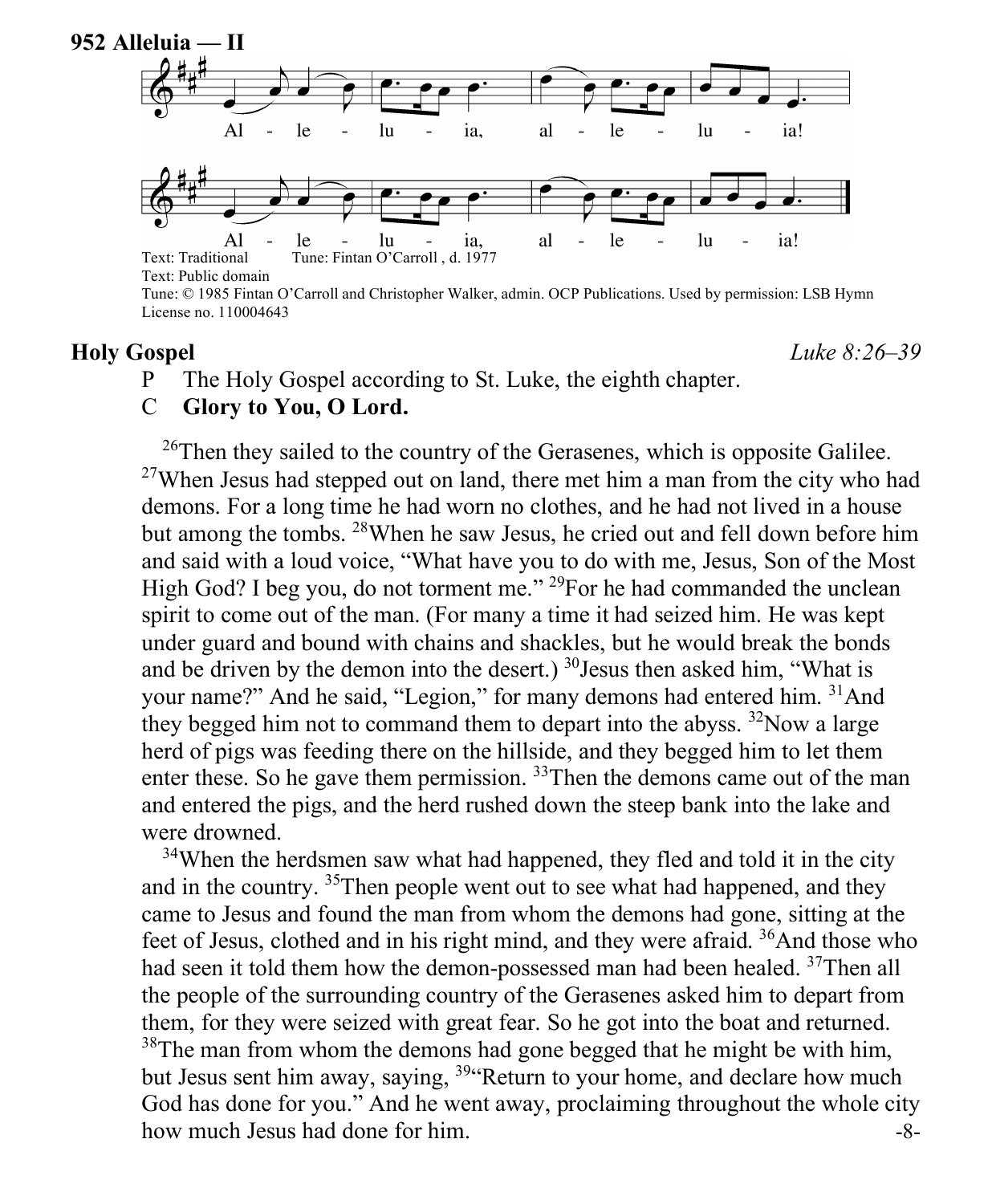**952 Alleluia — II**

Al - le - lu - ia, al - le - lu - ia!

Al - le - lu - ia, al - le - lu - ia!

Text: Traditional Tune: Fintan O'Carroll , d. 1977
Text: Public domain
Tune: © 1985 Fintan O'Carroll and Christopher Walker, admin. OCP Publications. Used by permission: LSB Hymn License no. 110004643

## Holy Gospel

*Luke 8:26–39*

P The Holy Gospel according to St. Luke, the eighth chapter.

C **Glory to You, O Lord.**

26Then they sailed to the country of the Gerasenes, which is opposite Galilee. 27When Jesus had stepped out on land, there met him a man from the city who had demons. For a long time he had worn no clothes, and he had not lived in a house but among the tombs. 28When he saw Jesus, he cried out and fell down before him and said with a loud voice, "What have you to do with me, Jesus, Son of the Most High God? I beg you, do not torment me." 29For he had commanded the unclean spirit to come out of the man. (For many a time it had seized him. He was kept under guard and bound with chains and shackles, but he would break the bonds and be driven by the demon into the desert.) 30Jesus then asked him, "What is your name?" And he said, "Legion," for many demons had entered him. 31And they begged him not to command them to depart into the abyss. 32Now a large herd of pigs was feeding there on the hillside, and they begged him to let them enter these. So he gave them permission. 33Then the demons came out of the man and entered the pigs, and the herd rushed down the steep bank into the lake and were drowned.

34When the herdsmen saw what had happened, they fled and told it in the city and in the country. 35Then people went out to see what had happened, and they came to Jesus and found the man from whom the demons had gone, sitting at the feet of Jesus, clothed and in his right mind, and they were afraid. 36And those who had seen it told them how the demon-possessed man had been healed. 37Then all the people of the surrounding country of the Gerasenes asked him to depart from them, for they were seized with great fear. So he got into the boat and returned. 38The man from whom the demons had gone begged that he might be with him, but Jesus sent him away, saying, 39"Return to your home, and declare how much God has done for you." And he went away, proclaiming throughout the whole city how much Jesus had done for him.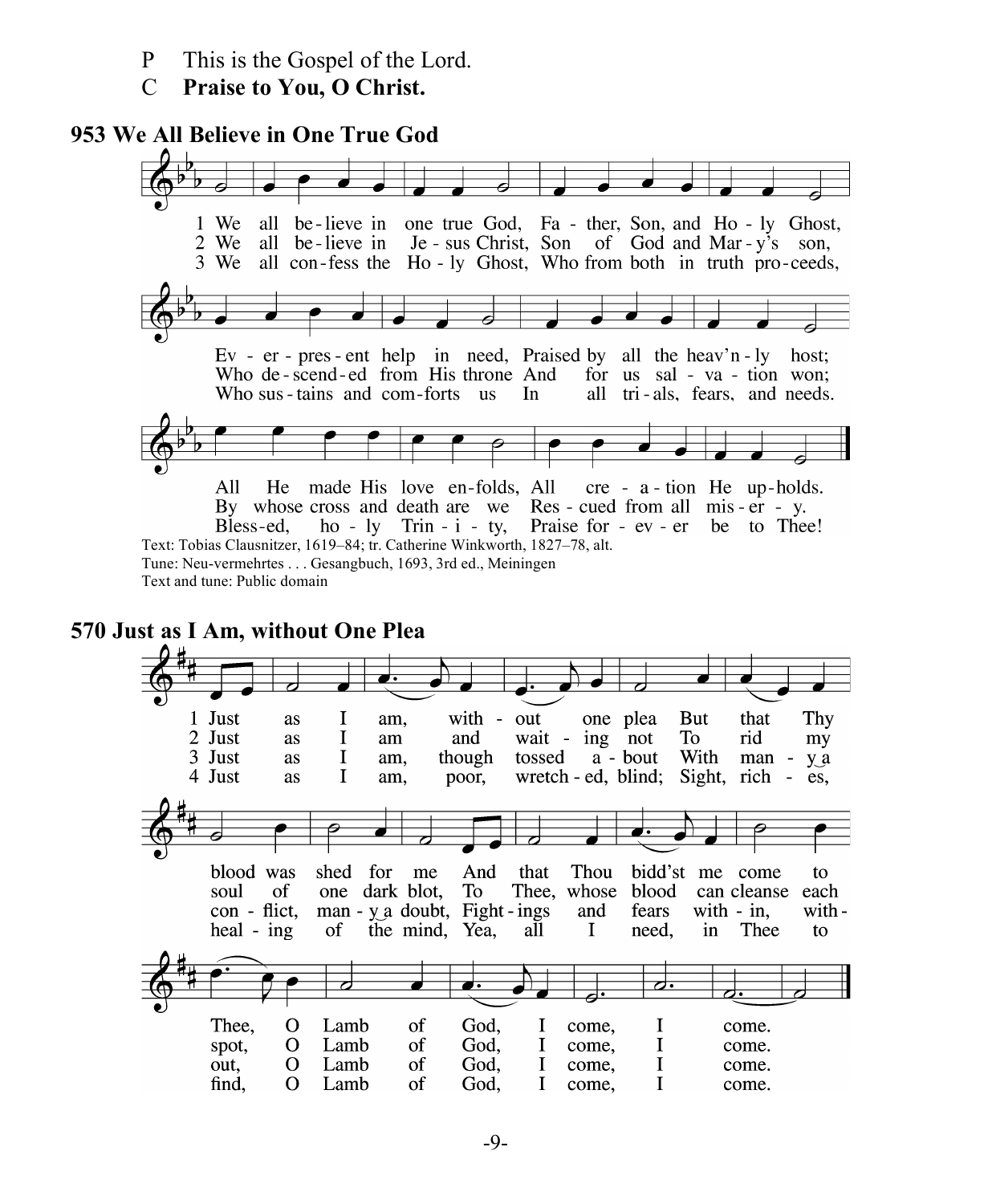P This is the Gospel of the Lord.

C **Praise to You, O Christ.**

## 953 We All Believe in One True God

1 We all believe in one true God, Father, Son, and Holy Ghost,
Ever-present help in need, Praised by all the heav'nly host;
All He made His love enfolds, All creation He upholds.

2 We all believe in Jesus Christ, Son of God and Mary's son,
Who descended from His throne And for us salvation won;
By whose cross and death are we Rescued from all misery.

3 We all confess the Holy Ghost, Who from both in truth proceeds,
Who sustains and comforts us In all trials, fears, and needs.
Blessed, holy Trinity, Praise forever be to Thee!

Text: Tobias Clausnitzer, 1619–84; tr. Catherine Winkworth, 1827–78, alt.
Tune: Neu-vermehrtes . . . Gesangbuch, 1693, 3rd ed., Meiningen
Text and tune: Public domain

## 570 Just as I Am, without One Plea

1 Just as I am, without one plea But that Thy blood was shed for me And that Thou bidd'st me come to Thee, O Lamb of God, I come, I come.

2 Just as I am and waiting not To rid my soul of one dark blot, To Thee, whose blood can cleanse each spot, O Lamb of God, I come, I come.

3 Just as I am, though tossed about With many a conflict, many a doubt, Fightings and fears within, without, O Lamb of God, I come, I come.

4 Just as I am, poor, wretched, blind; Sight, riches, healing of the mind, Yea, all I need, in Thee to find, O Lamb of God, I come, I come.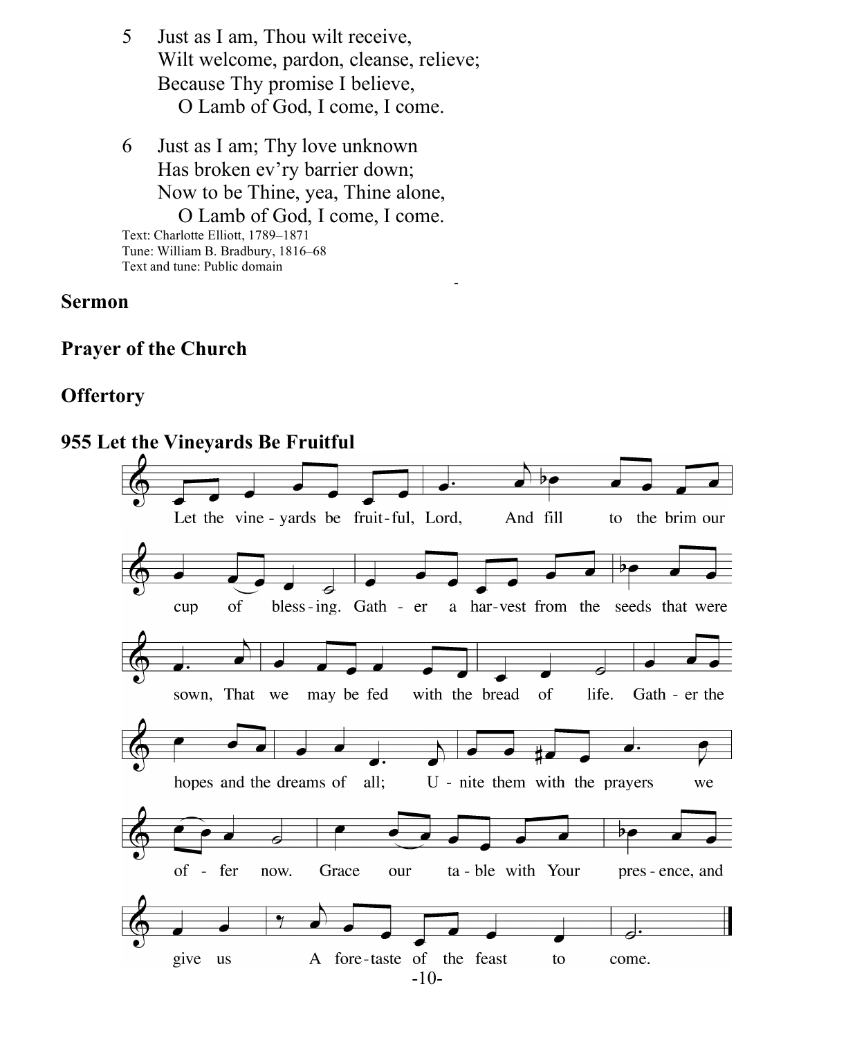5 Just as I am, Thou wilt receive,
Wilt welcome, pardon, cleanse, relieve;
Because Thy promise I believe,
O Lamb of God, I come, I come.

6 Just as I am; Thy love unknown
Has broken ev'ry barrier down;
Now to be Thine, yea, Thine alone,
O Lamb of God, I come, I come.

Text: Charlotte Elliott, 1789–1871
Tune: William B. Bradbury, 1816–68
Text and tune: Public domain

**Sermon**

**Prayer of the Church**

**Offertory**

**955 Let the Vineyards Be Fruitful**

Let the vineyards be fruitful, Lord, And fill to the brim our cup of blessing. Gather a harvest from the seeds that were sown, That we may be fed with the bread of life. Gather the hopes and the dreams of all; Unite them with the prayers we offer now. Grace our table with Your presence, and give us A foretaste of the feast to come.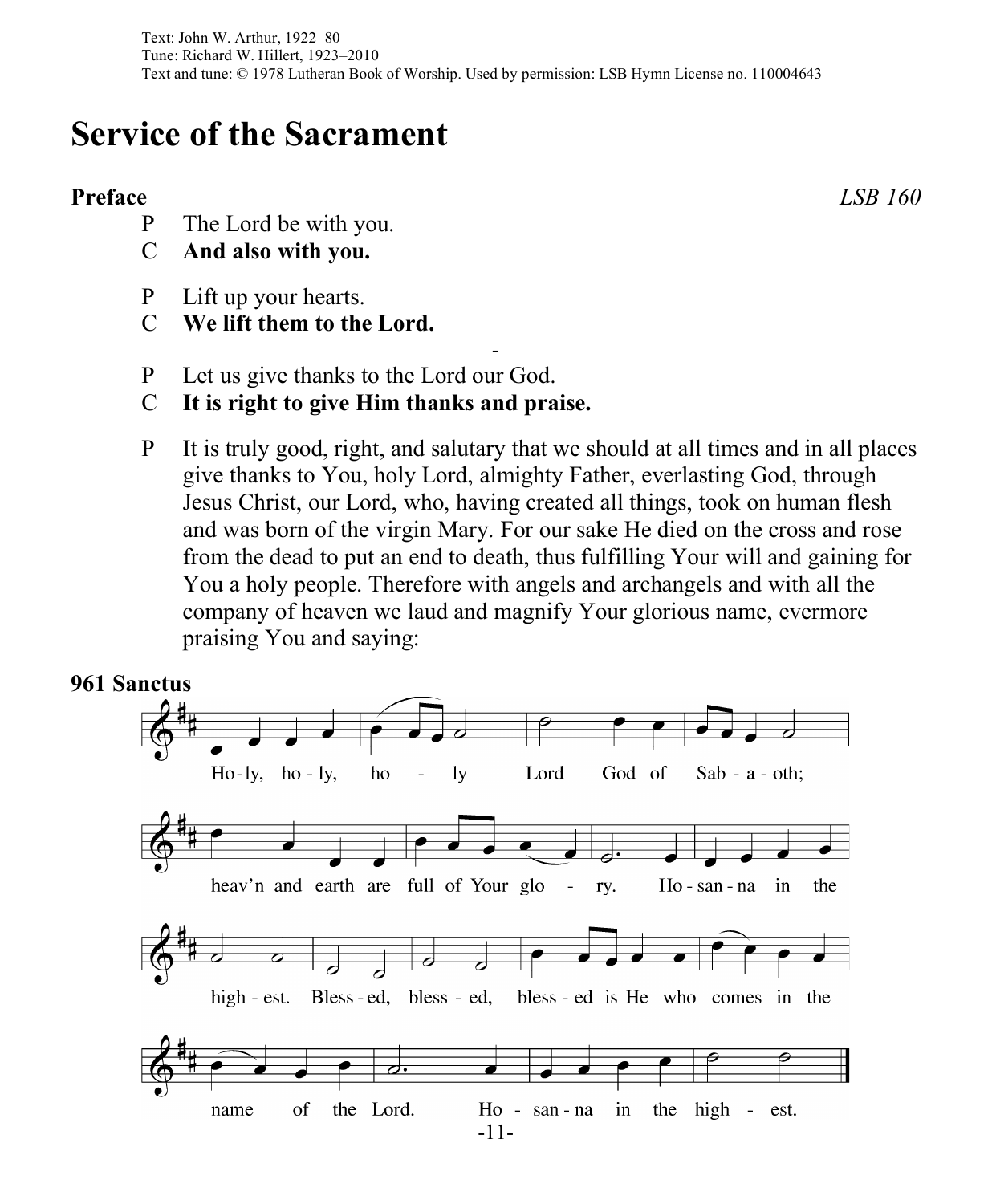Text: John W. Arthur, 1922–80
Tune: Richard W. Hillert, 1923–2010
Text and tune: © 1978 Lutheran Book of Worship. Used by permission: LSB Hymn License no. 110004643

# Service of the Sacrament

## Preface

*LSB 160*

P The Lord be with you.
C **And also with you.**

P Lift up your hearts.
C **We lift them to the Lord.**

P Let us give thanks to the Lord our God.
C **It is right to give Him thanks and praise.**

P It is truly good, right, and salutary that we should at all times and in all places give thanks to You, holy Lord, almighty Father, everlasting God, through Jesus Christ, our Lord, who, having created all things, took on human flesh and was born of the virgin Mary. For our sake He died on the cross and rose from the dead to put an end to death, thus fulfilling Your will and gaining for You a holy people. Therefore with angels and archangels and with all the company of heaven we laud and magnify Your glorious name, evermore praising You and saying:

## 961 Sanctus

Ho-ly, ho-ly, ho - ly Lord God of Sab - a - oth;
heav'n and earth are full of Your glo - ry. Ho - san - na in the
high - est. Bless - ed, bless - ed, bless - ed is He who comes in the
name of the Lord. Ho - san - na in the high - est.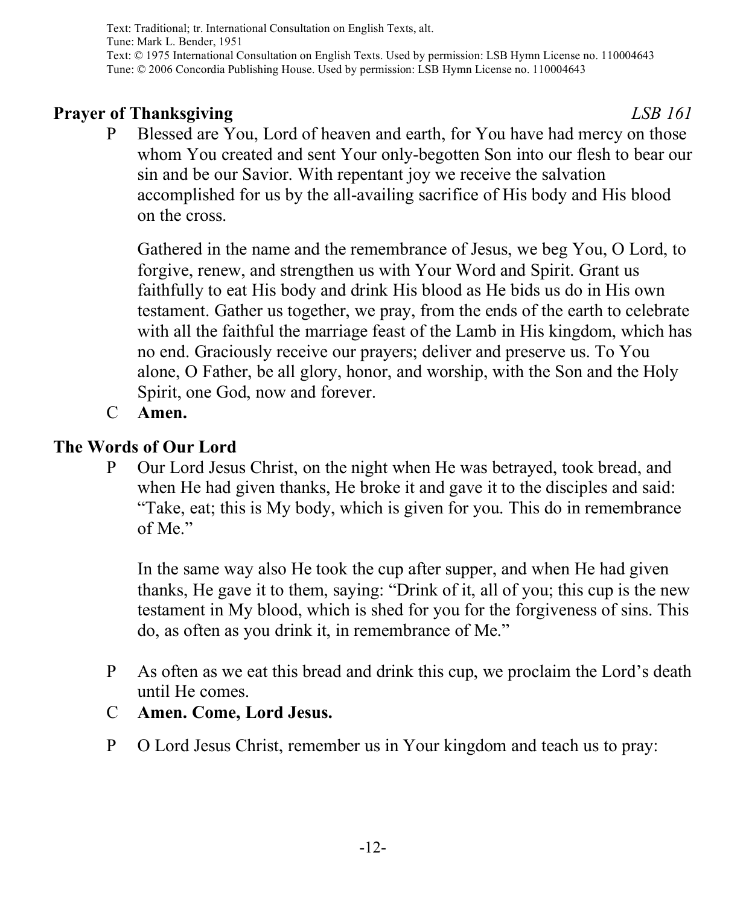Text: Traditional; tr. International Consultation on English Texts, alt.
Tune: Mark L. Bender, 1951
Text: © 1975 International Consultation on English Texts. Used by permission: LSB Hymn License no. 110004643
Tune: © 2006 Concordia Publishing House. Used by permission: LSB Hymn License no. 110004643

## Prayer of Thanksgiving *LSB 161*

P Blessed are You, Lord of heaven and earth, for You have had mercy on those whom You created and sent Your only-begotten Son into our flesh to bear our sin and be our Savior. With repentant joy we receive the salvation accomplished for us by the all-availing sacrifice of His body and His blood on the cross.

Gathered in the name and the remembrance of Jesus, we beg You, O Lord, to forgive, renew, and strengthen us with Your Word and Spirit. Grant us faithfully to eat His body and drink His blood as He bids us do in His own testament. Gather us together, we pray, from the ends of the earth to celebrate with all the faithful the marriage feast of the Lamb in His kingdom, which has no end. Graciously receive our prayers; deliver and preserve us. To You alone, O Father, be all glory, honor, and worship, with the Son and the Holy Spirit, one God, now and forever.

C **Amen.**

## The Words of Our Lord

P Our Lord Jesus Christ, on the night when He was betrayed, took bread, and when He had given thanks, He broke it and gave it to the disciples and said: "Take, eat; this is My body, which is given for you. This do in remembrance of Me."

In the same way also He took the cup after supper, and when He had given thanks, He gave it to them, saying: "Drink of it, all of you; this cup is the new testament in My blood, which is shed for you for the forgiveness of sins. This do, as often as you drink it, in remembrance of Me."

P As often as we eat this bread and drink this cup, we proclaim the Lord's death until He comes.

C **Amen. Come, Lord Jesus.**

P O Lord Jesus Christ, remember us in Your kingdom and teach us to pray: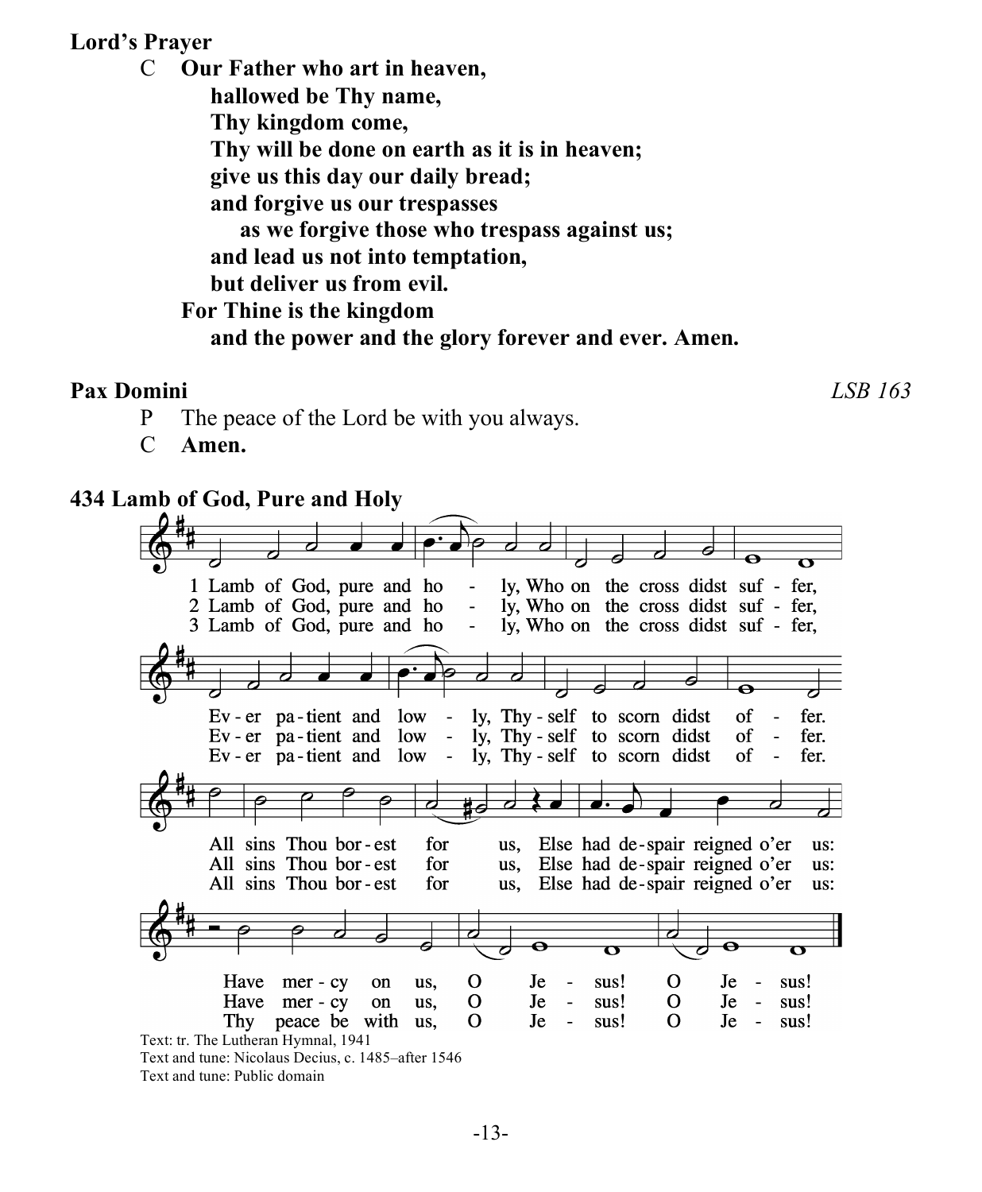**Lord's Prayer**

C **Our Father who art in heaven,**
**hallowed be Thy name,**
**Thy kingdom come,**
**Thy will be done on earth as it is in heaven;**
**give us this day our daily bread;**
**and forgive us our trespasses**
**as we forgive those who trespass against us;**
**and lead us not into temptation,**
**but deliver us from evil.**
**For Thine is the kingdom**
**and the power and the glory forever and ever. Amen.**

**Pax Domini** *LSB 163*

P The peace of the Lord be with you always.
C **Amen.**

**434 Lamb of God, Pure and Holy**

1 Lamb of God, pure and holy, Who on the cross didst suffer,
Ever patient and lowly, Thyself to scorn didst offer.
All sins Thou borest for us, Else had despair reigned o'er us:
Have mercy on us, O Jesus! O Jesus!

2 Lamb of God, pure and holy, Who on the cross didst suffer,
Ever patient and lowly, Thyself to scorn didst offer.
All sins Thou borest for us, Else had despair reigned o'er us:
Have mercy on us, O Jesus! O Jesus!

3 Lamb of God, pure and holy, Who on the cross didst suffer,
Ever patient and lowly, Thyself to scorn didst offer.
All sins Thou borest for us, Else had despair reigned o'er us:
Thy peace be with us, O Jesus! O Jesus!

Text: tr. The Lutheran Hymnal, 1941
Text and tune: Nicolaus Decius, c. 1485–after 1546
Text and tune: Public domain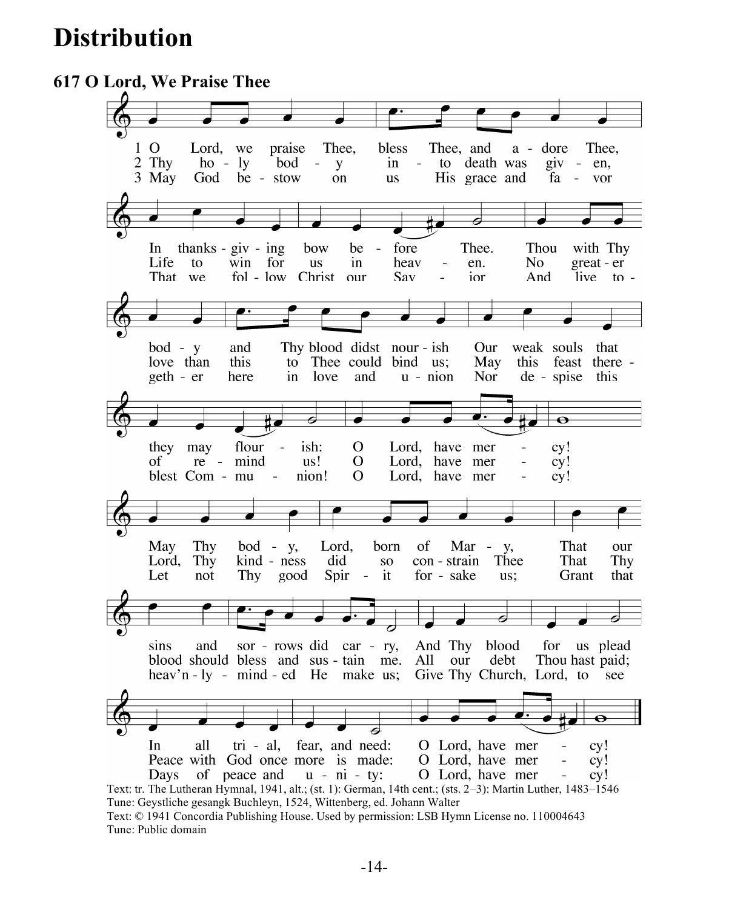# Distribution

## 617 O Lord, We Praise Thee

1 O Lord, we praise Thee, bless Thee, and adore Thee,
In thanksgiving bow before Thee.
Thou with Thy body and Thy blood didst nourish
Our weak souls that they may flourish:
O Lord, have mercy!
May Thy body, Lord, born of Mary,
That our sins and sorrows did carry,
And Thy blood for us plead
In all trial, fear, and need:
O Lord, have mercy!

2 Thy holy body into death was given,
Life to win for us in heaven.
No greater love than this to Thee could bind us;
May this feast thereof remind us!
O Lord, have mercy!
Lord, Thy kindness did so constrain Thee
That Thy blood should bless and sustain me.
All our debt Thou hast paid;
Peace with God once more is made:
O Lord, have mercy!

3 May God bestow on us His grace and favor
That we follow Christ our Savior
And live together here in love and union
Nor despise this blest Communion!
O Lord, have mercy!
Let not Thy good Spirit forsake us;
Grant that heav'nly-minded He make us;
Give Thy Church, Lord, to see
Days of peace and unity:
O Lord, have mercy!

Text: tr. The Lutheran Hymnal, 1941, alt.; (st. 1): German, 14th cent.; (sts. 2–3): Martin Luther, 1483–1546
Tune: Geystliche gesangk Buchleyn, 1524, Wittenberg, ed. Johann Walter
Text: © 1941 Concordia Publishing House. Used by permission: LSB Hymn License no. 110004643
Tune: Public domain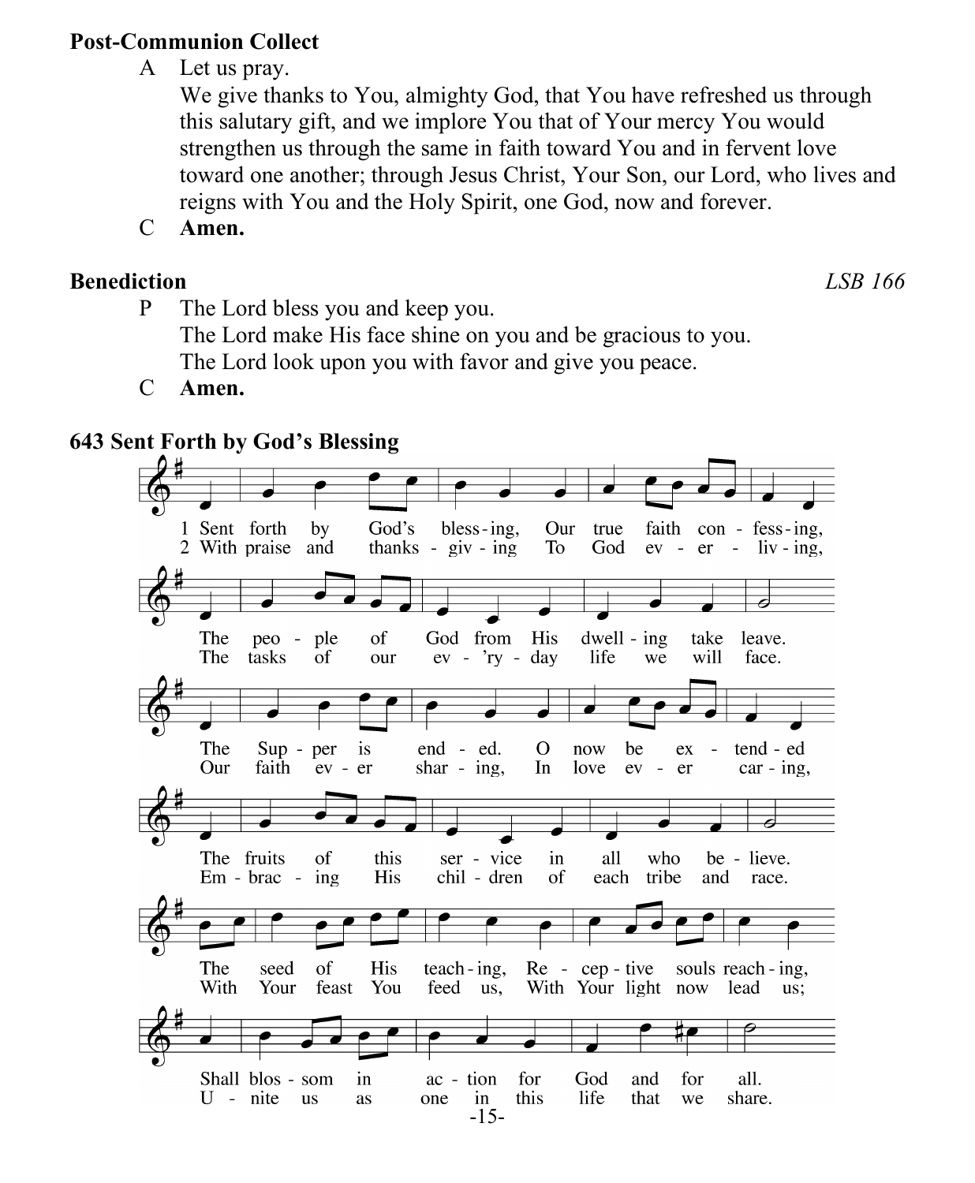### Post-Communion Collect

A Let us pray.
We give thanks to You, almighty God, that You have refreshed us through this salutary gift, and we implore You that of Your mercy You would strengthen us through the same in faith toward You and in fervent love toward one another; through Jesus Christ, Your Son, our Lord, who lives and reigns with You and the Holy Spirit, one God, now and forever.

C **Amen.**

### Benediction *LSB 166*

P The Lord bless you and keep you.
The Lord make His face shine on you and be gracious to you.
The Lord look upon you with favor and give you peace.

C **Amen.**

### 643 Sent Forth by God's Blessing

1 Sent forth by God's blessing, Our true faith confessing,
The people of God from His dwelling take leave.
The Supper is ended. O now be extended
The fruits of this service in all who believe.
The seed of His teaching, Receptive souls reaching,
Shall blossom in action for God and for all.

2 With praise and thanksgiving To God ever-living,
The tasks of our ev'ryday life we will face.
Our faith ever sharing, In love ever caring,
Embracing His children of each tribe and race.
With Your feast You feed us, With Your light now lead us;
Unite us as one in this life that we share.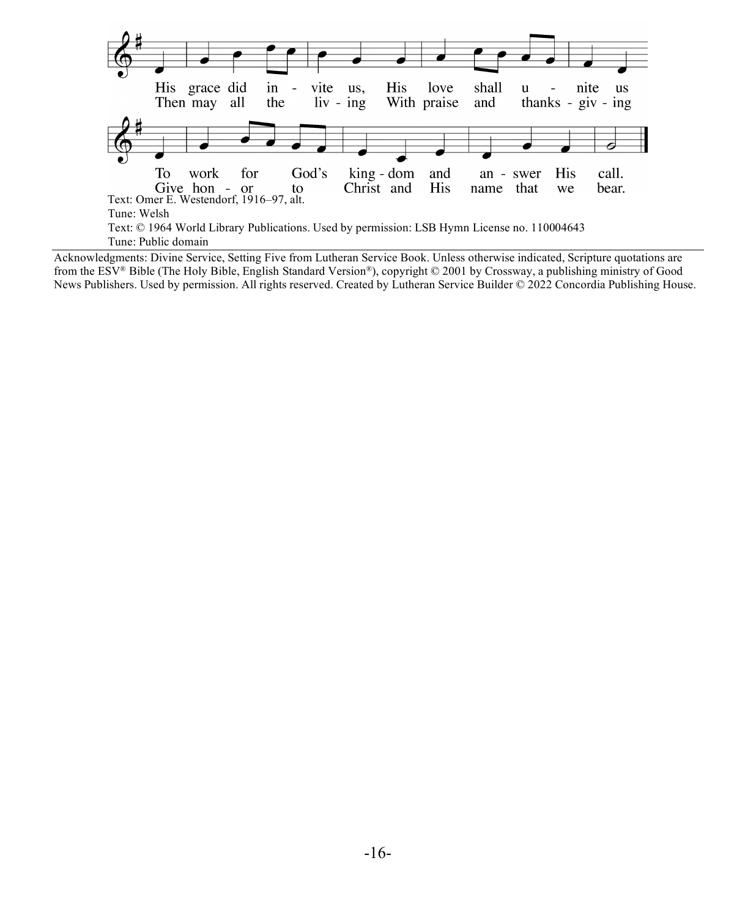His grace did in - vite us, His love shall u - nite us
Then may all the liv - ing With praise and thanks - giv - ing

To work for God's king - dom and an - swer His call.
Give hon - or to Christ and His name that we bear.

Text: Omer E. Westendorf, 1916–97, alt.
Tune: Welsh
Text: © 1964 World Library Publications. Used by permission: LSB Hymn License no. 110004643
Tune: Public domain

---

Acknowledgments: Divine Service, Setting Five from Lutheran Service Book. Unless otherwise indicated, Scripture quotations are from the ESV® Bible (The Holy Bible, English Standard Version®), copyright © 2001 by Crossway, a publishing ministry of Good News Publishers. Used by permission. All rights reserved. Created by Lutheran Service Builder © 2022 Concordia Publishing House.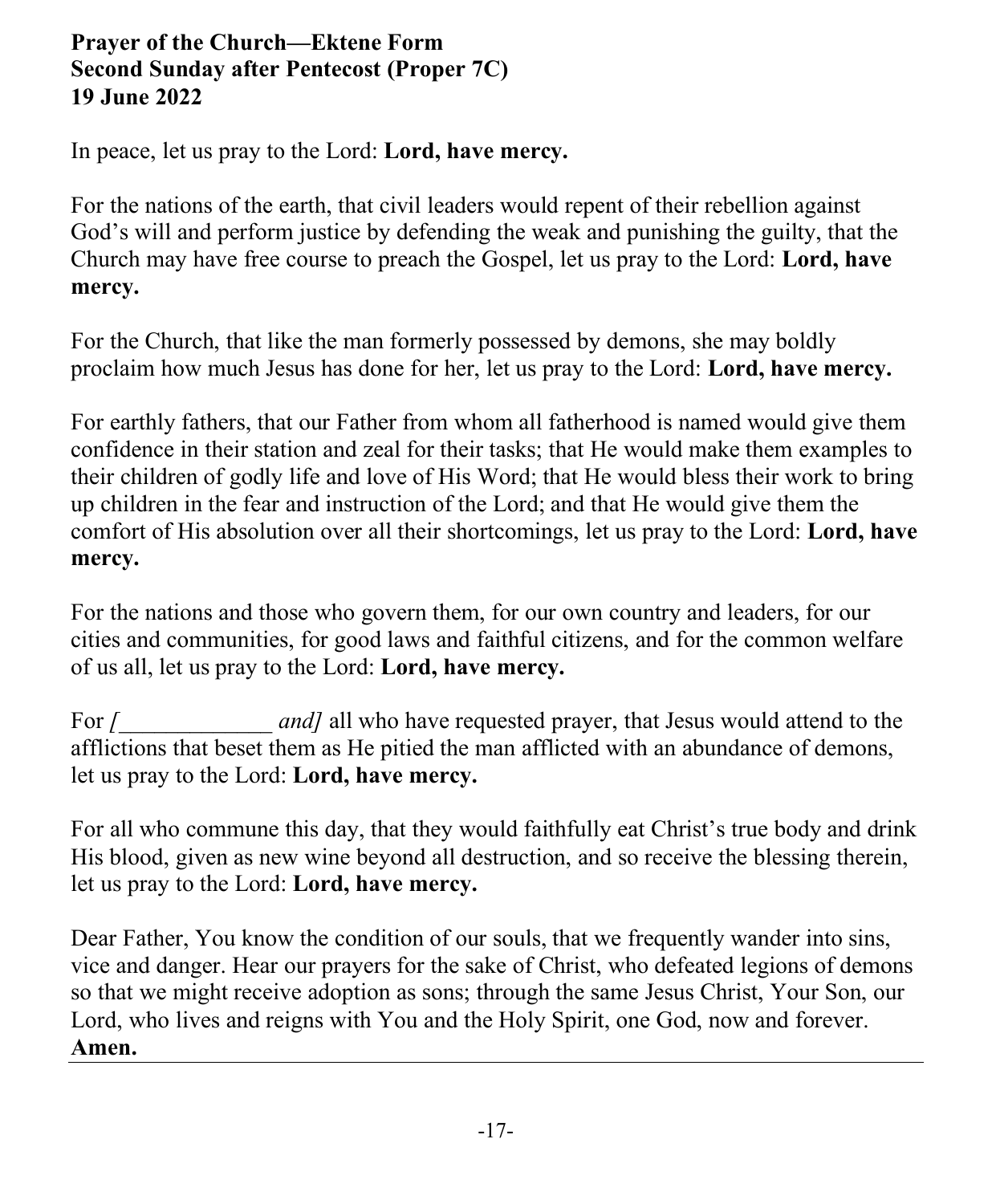**Prayer of the Church—Ektene Form**
**Second Sunday after Pentecost (Proper 7C)**
**19 June 2022**

In peace, let us pray to the Lord: **Lord, have mercy.**

For the nations of the earth, that civil leaders would repent of their rebellion against God's will and perform justice by defending the weak and punishing the guilty, that the Church may have free course to preach the Gospel, let us pray to the Lord: **Lord, have mercy.**

For the Church, that like the man formerly possessed by demons, she may boldly proclaim how much Jesus has done for her, let us pray to the Lord: **Lord, have mercy.**

For earthly fathers, that our Father from whom all fatherhood is named would give them confidence in their station and zeal for their tasks; that He would make them examples to their children of godly life and love of His Word; that He would bless their work to bring up children in the fear and instruction of the Lord; and that He would give them the comfort of His absolution over all their shortcomings, let us pray to the Lord: **Lord, have mercy.**

For the nations and those who govern them, for our own country and leaders, for our cities and communities, for good laws and faithful citizens, and for the common welfare of us all, let us pray to the Lord: **Lord, have mercy.**

For *[_____________ and]* all who have requested prayer, that Jesus would attend to the afflictions that beset them as He pitied the man afflicted with an abundance of demons, let us pray to the Lord: **Lord, have mercy.**

For all who commune this day, that they would faithfully eat Christ's true body and drink His blood, given as new wine beyond all destruction, and so receive the blessing therein, let us pray to the Lord: **Lord, have mercy.**

Dear Father, You know the condition of our souls, that we frequently wander into sins, vice and danger. Hear our prayers for the sake of Christ, who defeated legions of demons so that we might receive adoption as sons; through the same Jesus Christ, Your Son, our Lord, who lives and reigns with You and the Holy Spirit, one God, now and forever. **Amen.**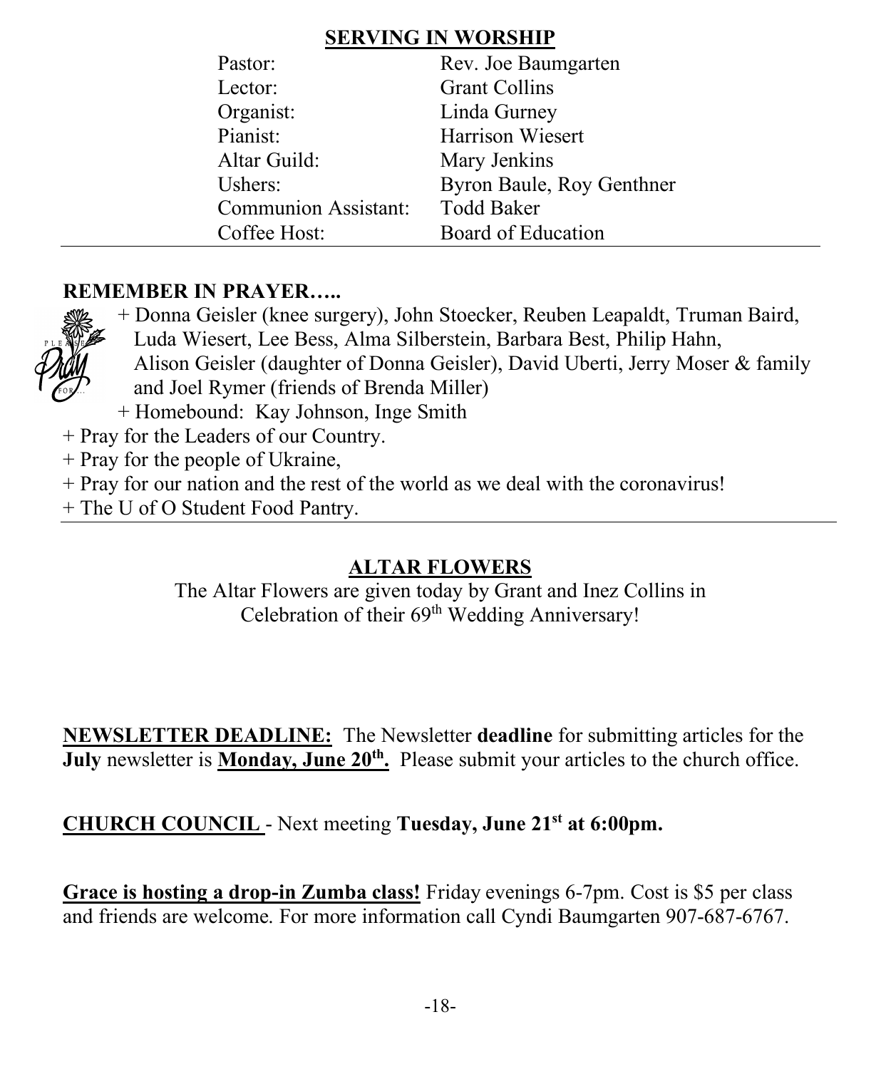## SERVING IN WORSHIP

| | |
|---|---|
| Pastor: | Rev. Joe Baumgarten |
| Lector: | Grant Collins |
| Organist: | Linda Gurney |
| Pianist: | Harrison Wiesert |
| Altar Guild: | Mary Jenkins |
| Ushers: | Byron Baule, Roy Genthner |
| Communion Assistant: | Todd Baker |
| Coffee Host: | Board of Education |

---

**REMEMBER IN PRAYER…..**

+ Donna Geisler (knee surgery), John Stoecker, Reuben Leapaldt, Truman Baird, Luda Wiesert, Lee Bess, Alma Silberstein, Barbara Best, Philip Hahn, Alison Geisler (daughter of Donna Geisler), David Uberti, Jerry Moser & family and Joel Rymer (friends of Brenda Miller)
+ Homebound: Kay Johnson, Inge Smith
+ Pray for the Leaders of our Country.
+ Pray for the people of Ukraine,
+ Pray for our nation and the rest of the world as we deal with the coronavirus!
+ The U of O Student Food Pantry.

---

## ALTAR FLOWERS

The Altar Flowers are given today by Grant and Inez Collins in Celebration of their 69th Wedding Anniversary!

**NEWSLETTER DEADLINE:** The Newsletter **deadline** for submitting articles for the **July** newsletter is **Monday, June 20th.** Please submit your articles to the church office.

**CHURCH COUNCIL** - Next meeting **Tuesday, June 21st at 6:00pm.**

**Grace is hosting a drop-in Zumba class!** Friday evenings 6-7pm. Cost is $5 per class and friends are welcome. For more information call Cyndi Baumgarten 907-687-6767.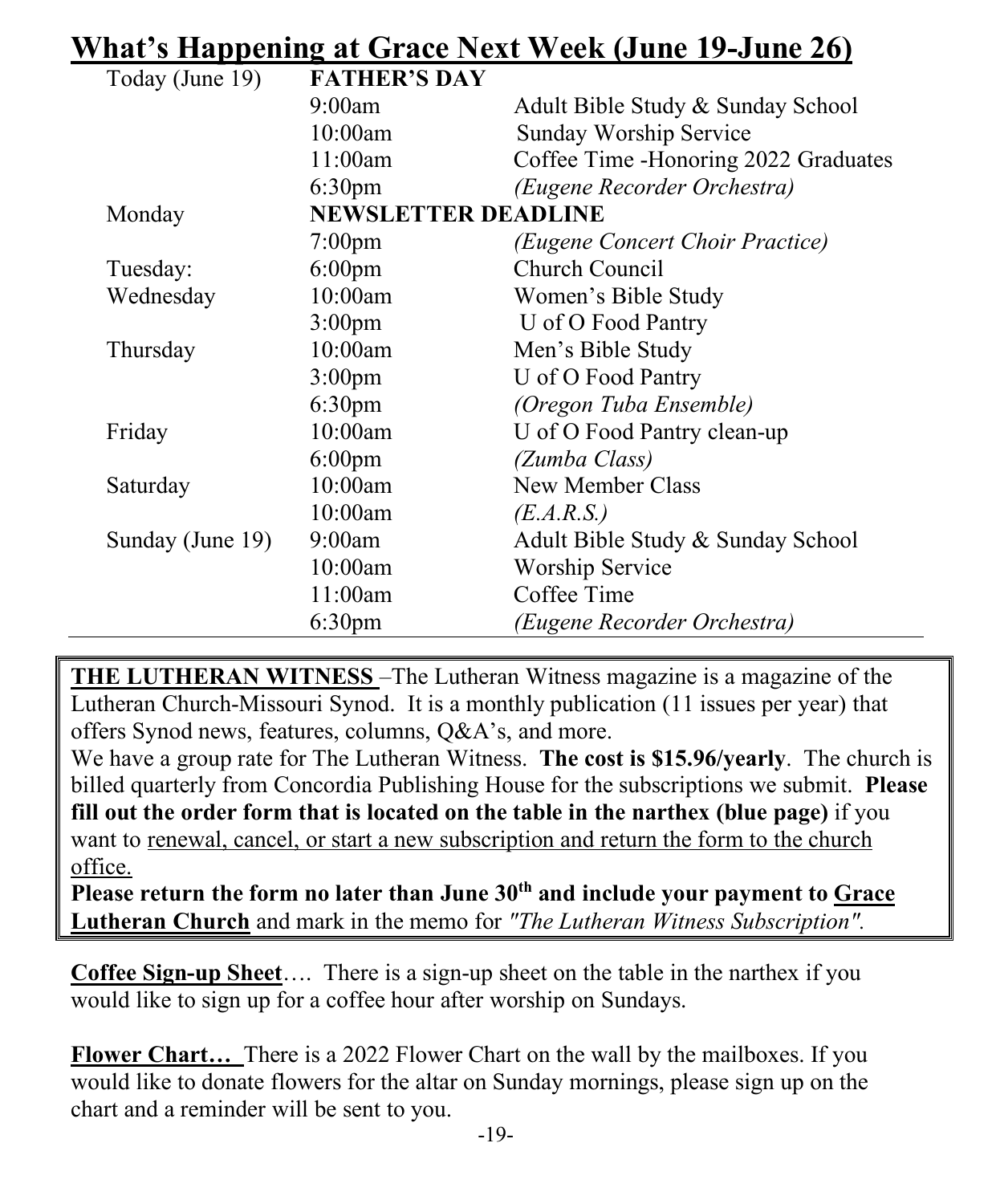## What's Happening at Grace Next Week (June 19-June 26)

| | | |
|---|---|---|
| Today (June 19) | **FATHER'S DAY** | |
| | 9:00am | Adult Bible Study & Sunday School |
| | 10:00am | Sunday Worship Service |
| | 11:00am | Coffee Time -Honoring 2022 Graduates |
| | 6:30pm | *(Eugene Recorder Orchestra)* |
| Monday | **NEWSLETTER DEADLINE** | |
| | 7:00pm | *(Eugene Concert Choir Practice)* |
| Tuesday: | 6:00pm | Church Council |
| Wednesday | 10:00am | Women's Bible Study |
| | 3:00pm | U of O Food Pantry |
| Thursday | 10:00am | Men's Bible Study |
| | 3:00pm | U of O Food Pantry |
| | 6:30pm | *(Oregon Tuba Ensemble)* |
| Friday | 10:00am | U of O Food Pantry clean-up |
| | 6:00pm | *(Zumba Class)* |
| Saturday | 10:00am | New Member Class |
| | 10:00am | *(E.A.R.S.)* |
| Sunday (June 19) | 9:00am | Adult Bible Study & Sunday School |
| | 10:00am | Worship Service |
| | 11:00am | Coffee Time |
| | 6:30pm | *(Eugene Recorder Orchestra)* |

**THE LUTHERAN WITNESS** –The Lutheran Witness magazine is a magazine of the Lutheran Church-Missouri Synod. It is a monthly publication (11 issues per year) that offers Synod news, features, columns, Q&A's, and more.
We have a group rate for The Lutheran Witness. **The cost is $15.96/yearly**. The church is billed quarterly from Concordia Publishing House for the subscriptions we submit. **Please fill out the order form that is located on the table in the narthex (blue page)** if you want to renewal, cancel, or start a new subscription and return the form to the church office.
**Please return the form no later than June 30th and include your payment to Grace Lutheran Church** and mark in the memo for *"The Lutheran Witness Subscription".*

**Coffee Sign-up Sheet**…. There is a sign-up sheet on the table in the narthex if you would like to sign up for a coffee hour after worship on Sundays.

**Flower Chart…** There is a 2022 Flower Chart on the wall by the mailboxes. If you would like to donate flowers for the altar on Sunday mornings, please sign up on the chart and a reminder will be sent to you.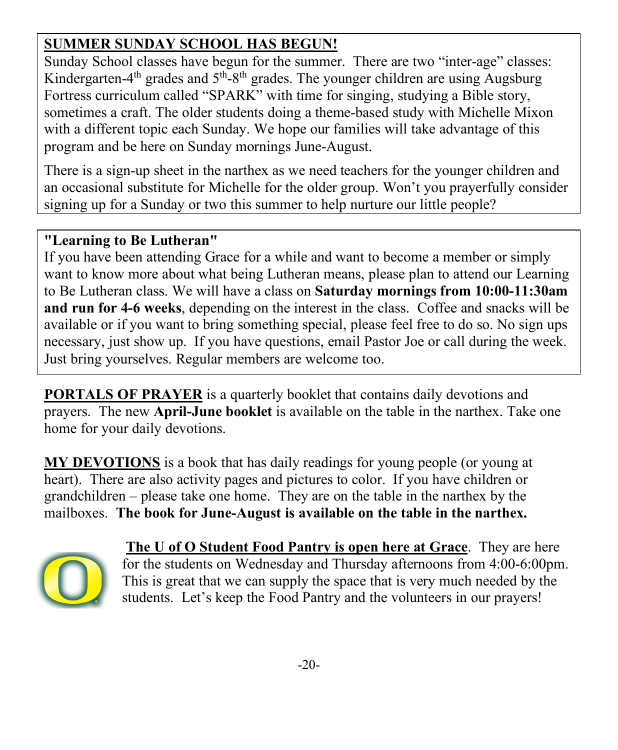**SUMMER SUNDAY SCHOOL HAS BEGUN!**

Sunday School classes have begun for the summer. There are two "inter-age" classes: Kindergarten-4th grades and 5th-8th grades. The younger children are using Augsburg Fortress curriculum called "SPARK" with time for singing, studying a Bible story, sometimes a craft. The older students doing a theme-based study with Michelle Mixon with a different topic each Sunday. We hope our families will take advantage of this program and be here on Sunday mornings June-August.

There is a sign-up sheet in the narthex as we need teachers for the younger children and an occasional substitute for Michelle for the older group. Won't you prayerfully consider signing up for a Sunday or two this summer to help nurture our little people?

**"Learning to Be Lutheran"**

If you have been attending Grace for a while and want to become a member or simply want to know more about what being Lutheran means, please plan to attend our Learning to Be Lutheran class. We will have a class on **Saturday mornings from 10:00-11:30am and run for 4-6 weeks**, depending on the interest in the class. Coffee and snacks will be available or if you want to bring something special, please feel free to do so. No sign ups necessary, just show up. If you have questions, email Pastor Joe or call during the week. Just bring yourselves. Regular members are welcome too.

**PORTALS OF PRAYER** is a quarterly booklet that contains daily devotions and prayers. The new **April-June booklet** is available on the table in the narthex. Take one home for your daily devotions.

**MY DEVOTIONS** is a book that has daily readings for young people (or young at heart). There are also activity pages and pictures to color. If you have children or grandchildren – please take one home. They are on the table in the narthex by the mailboxes. **The book for June-August is available on the table in the narthex.**

**The U of O Student Food Pantry is open here at Grace**. They are here for the students on Wednesday and Thursday afternoons from 4:00-6:00pm. This is great that we can supply the space that is very much needed by the students. Let's keep the Food Pantry and the volunteers in our prayers!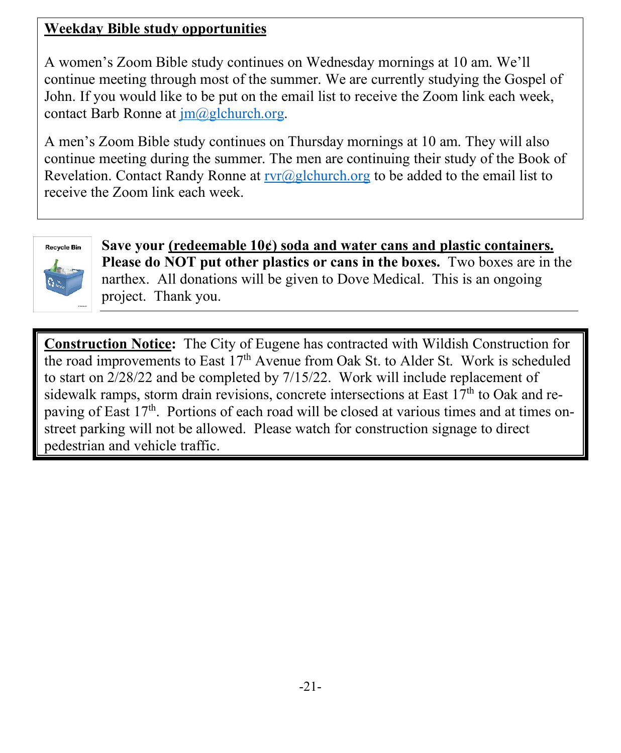## Weekday Bible study opportunities

A women's Zoom Bible study continues on Wednesday mornings at 10 am. We'll continue meeting through most of the summer. We are currently studying the Gospel of John. If you would like to be put on the email list to receive the Zoom link each week, contact Barb Ronne at jm@glchurch.org.

A men's Zoom Bible study continues on Thursday mornings at 10 am. They will also continue meeting during the summer. The men are continuing their study of the Book of Revelation. Contact Randy Ronne at rvr@glchurch.org to be added to the email list to receive the Zoom link each week.

**Save your (redeemable 10¢) soda and water cans and plastic containers. Please do NOT put other plastics or cans in the boxes.** Two boxes are in the narthex. All donations will be given to Dove Medical. This is an ongoing project. Thank you.

**Construction Notice:** The City of Eugene has contracted with Wildish Construction for the road improvements to East 17th Avenue from Oak St. to Alder St. Work is scheduled to start on 2/28/22 and be completed by 7/15/22. Work will include replacement of sidewalk ramps, storm drain revisions, concrete intersections at East 17th to Oak and re-paving of East 17th. Portions of each road will be closed at various times and at times on-street parking will not be allowed. Please watch for construction signage to direct pedestrian and vehicle traffic.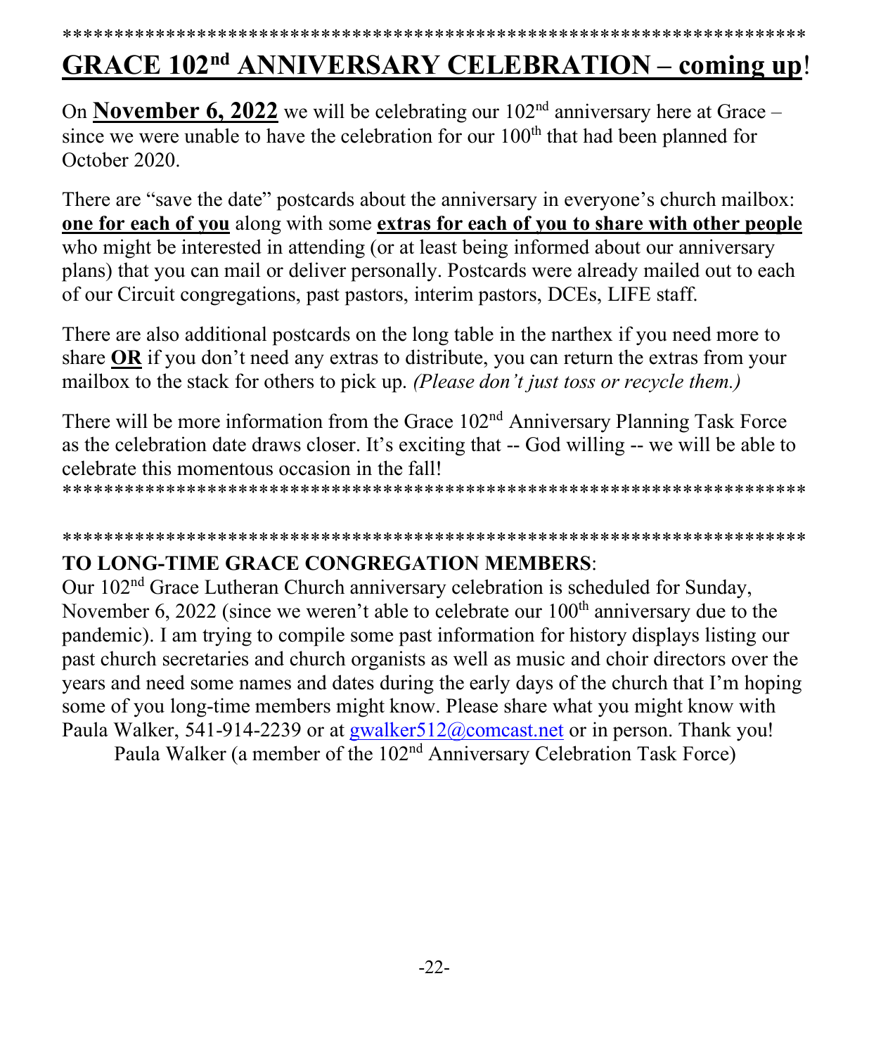\*\*\*\*\*\*\*\*\*\*\*\*\*\*\*\*\*\*\*\*\*\*\*\*\*\*\*\*\*\*\*\*\*\*\*\*\*\*\*\*\*\*\*\*\*\*\*\*\*\*\*\*\*\*\*\*\*\*\*\*\*\*\*\*\*\*\*\*\*\*\*

## GRACE 102nd ANNIVERSARY CELEBRATION – coming up!

On **November 6, 2022** we will be celebrating our 102nd anniversary here at Grace – since we were unable to have the celebration for our 100th that had been planned for October 2020.

There are "save the date" postcards about the anniversary in everyone's church mailbox: **one for each of you** along with some **extras for each of you to share with other people** who might be interested in attending (or at least being informed about our anniversary plans) that you can mail or deliver personally. Postcards were already mailed out to each of our Circuit congregations, past pastors, interim pastors, DCEs, LIFE staff.

There are also additional postcards on the long table in the narthex if you need more to share **OR** if you don't need any extras to distribute, you can return the extras from your mailbox to the stack for others to pick up. *(Please don't just toss or recycle them.)*

There will be more information from the Grace 102nd Anniversary Planning Task Force as the celebration date draws closer. It's exciting that -- God willing -- we will be able to celebrate this momentous occasion in the fall!

\*\*\*\*\*\*\*\*\*\*\*\*\*\*\*\*\*\*\*\*\*\*\*\*\*\*\*\*\*\*\*\*\*\*\*\*\*\*\*\*\*\*\*\*\*\*\*\*\*\*\*\*\*\*\*\*\*\*\*\*\*\*\*\*\*\*\*\*\*\*\*

\*\*\*\*\*\*\*\*\*\*\*\*\*\*\*\*\*\*\*\*\*\*\*\*\*\*\*\*\*\*\*\*\*\*\*\*\*\*\*\*\*\*\*\*\*\*\*\*\*\*\*\*\*\*\*\*\*\*\*\*\*\*\*\*\*\*\*\*\*\*\*

**TO LONG-TIME GRACE CONGREGATION MEMBERS**:

Our 102nd Grace Lutheran Church anniversary celebration is scheduled for Sunday, November 6, 2022 (since we weren't able to celebrate our 100th anniversary due to the pandemic). I am trying to compile some past information for history displays listing our past church secretaries and church organists as well as music and choir directors over the years and need some names and dates during the early days of the church that I'm hoping some of you long-time members might know. Please share what you might know with Paula Walker, 541-914-2239 or at gwalker512@comcast.net or in person. Thank you!

Paula Walker (a member of the 102nd Anniversary Celebration Task Force)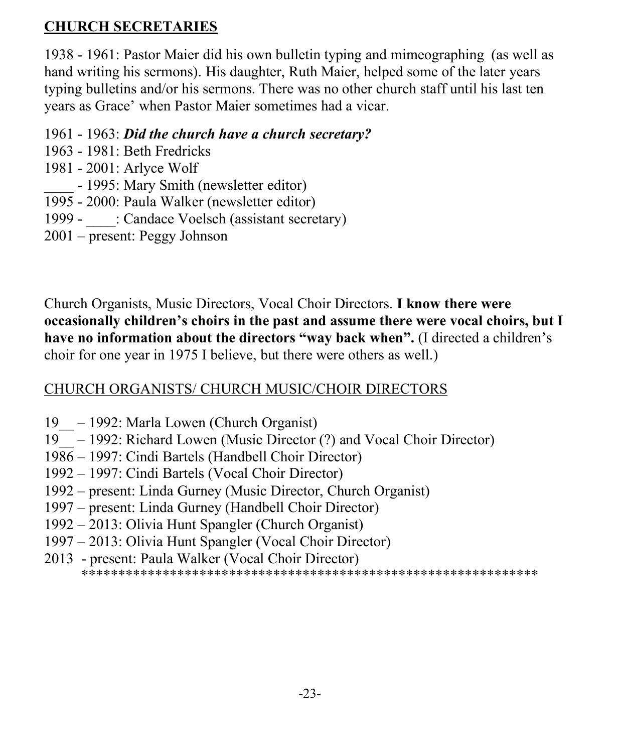## **CHURCH SECRETARIES**

1938 - 1961: Pastor Maier did his own bulletin typing and mimeographing (as well as hand writing his sermons). His daughter, Ruth Maier, helped some of the later years typing bulletins and/or his sermons. There was no other church staff until his last ten years as Grace' when Pastor Maier sometimes had a vicar.

1961 - 1963: ***Did the church have a church secretary?***
1963 - 1981: Beth Fredricks
1981 - 2001: Arlyce Wolf
____ - 1995: Mary Smith (newsletter editor)
1995 - 2000: Paula Walker (newsletter editor)
1999 - ____: Candace Voelsch (assistant secretary)
2001 – present: Peggy Johnson

Church Organists, Music Directors, Vocal Choir Directors. **I know there were occasionally children's choirs in the past and assume there were vocal choirs, but I have no information about the directors "way back when".** (I directed a children's choir for one year in 1975 I believe, but there were others as well.)

<u>CHURCH ORGANISTS/ CHURCH MUSIC/CHOIR DIRECTORS</u>

19__ – 1992: Marla Lowen (Church Organist)
19__ – 1992: Richard Lowen (Music Director (?) and Vocal Choir Director)
1986 – 1997: Cindi Bartels (Handbell Choir Director)
1992 – 1997: Cindi Bartels (Vocal Choir Director)
1992 – present: Linda Gurney (Music Director, Church Organist)
1997 – present: Linda Gurney (Handbell Choir Director)
1992 – 2013: Olivia Hunt Spangler (Church Organist)
1997 – 2013: Olivia Hunt Spangler (Vocal Choir Director)
2013 - present: Paula Walker (Vocal Choir Director)

**************************************************************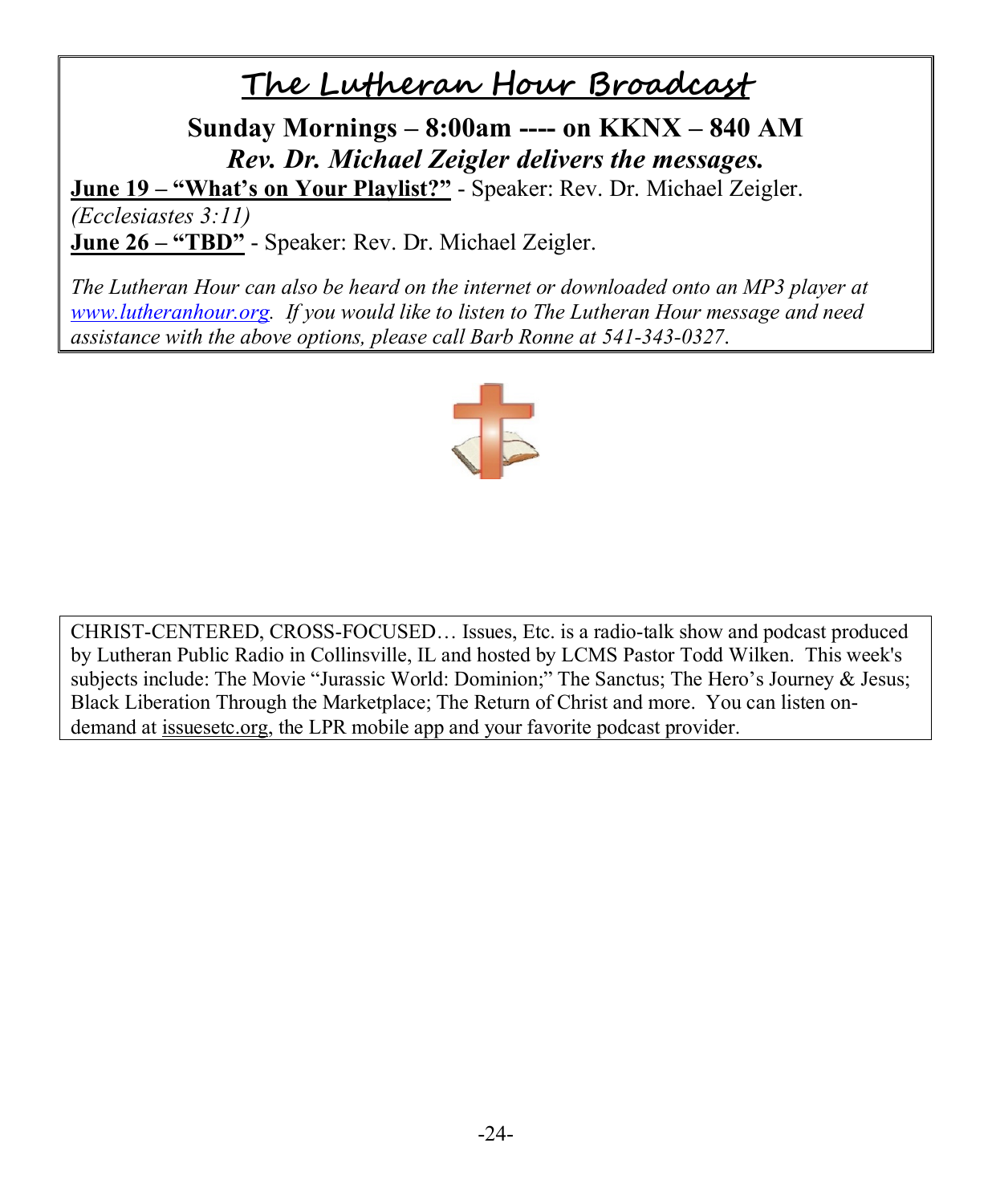# The Lutheran Hour Broadcast

**Sunday Mornings – 8:00am ---- on KKNX – 840 AM**

***Rev. Dr. Michael Zeigler delivers the messages.***

**June 19 – "What's on Your Playlist?"** - Speaker: Rev. Dr. Michael Zeigler. *(Ecclesiastes 3:11)*

**June 26 – "TBD"** - Speaker: Rev. Dr. Michael Zeigler.

*The Lutheran Hour can also be heard on the internet or downloaded onto an MP3 player at www.lutheranhour.org. If you would like to listen to The Lutheran Hour message and need assistance with the above options, please call Barb Ronne at 541-343-0327.*

CHRIST-CENTERED, CROSS-FOCUSED… Issues, Etc. is a radio-talk show and podcast produced by Lutheran Public Radio in Collinsville, IL and hosted by LCMS Pastor Todd Wilken. This week's subjects include: The Movie "Jurassic World: Dominion;" The Sanctus; The Hero's Journey & Jesus; Black Liberation Through the Marketplace; The Return of Christ and more. You can listen on-demand at issuesetc.org, the LPR mobile app and your favorite podcast provider.